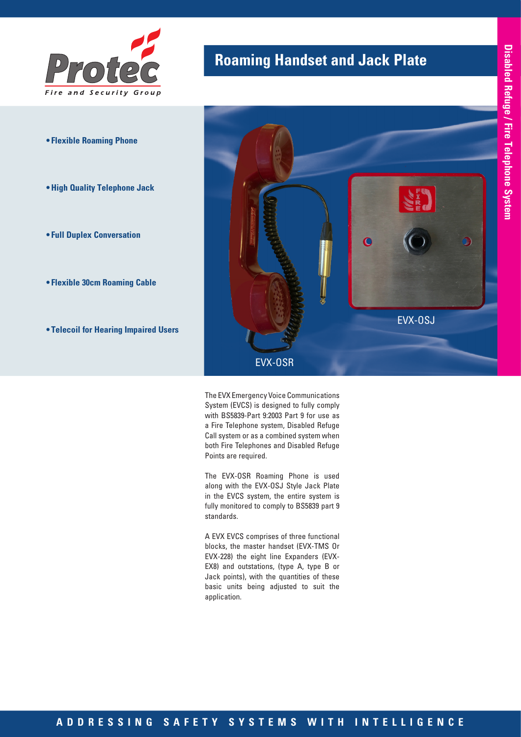Protec

Fire and Security Group

# Roaming Handset and Jack Plate

Disabled Refuge / Fire Telephone System

- **Flexible Roaming Phone**
- **High Quality Telephone Jack**
- **Full Duplex Conversation**
- **Flexible 30cm Roaming Cable**
- **Telecoil for Hearing Impaired Users**

EVX-OSJ

EVX-OSR

The EVX Emergency Voice Communications System (EVCS) is designed to fully comply with BS5839-Part 9:2003 Part 9 for use as a Fire Telephone system, Disabled Refuge Call system or as a combined system when both Fire Telephones and Disabled Refuge Points are required.

The EVX-OSR Roaming Phone is used along with the EVX-OSJ Style Jack Plate in the EVCS system, the entire system is fully monitored to comply to BS5839 part 9 standards.

A EVX EVCS comprises of three functional blocks, the master handset (EVX-TMS Or EVX-228) the eight line Expanders (EVX-EX8) and outstations, (type A, type B or Jack points), with the quantities of these basic units being adjusted to suit the application.

**ADDRESSING SAFETY SYSTEMS WITH INTELLIGENCE**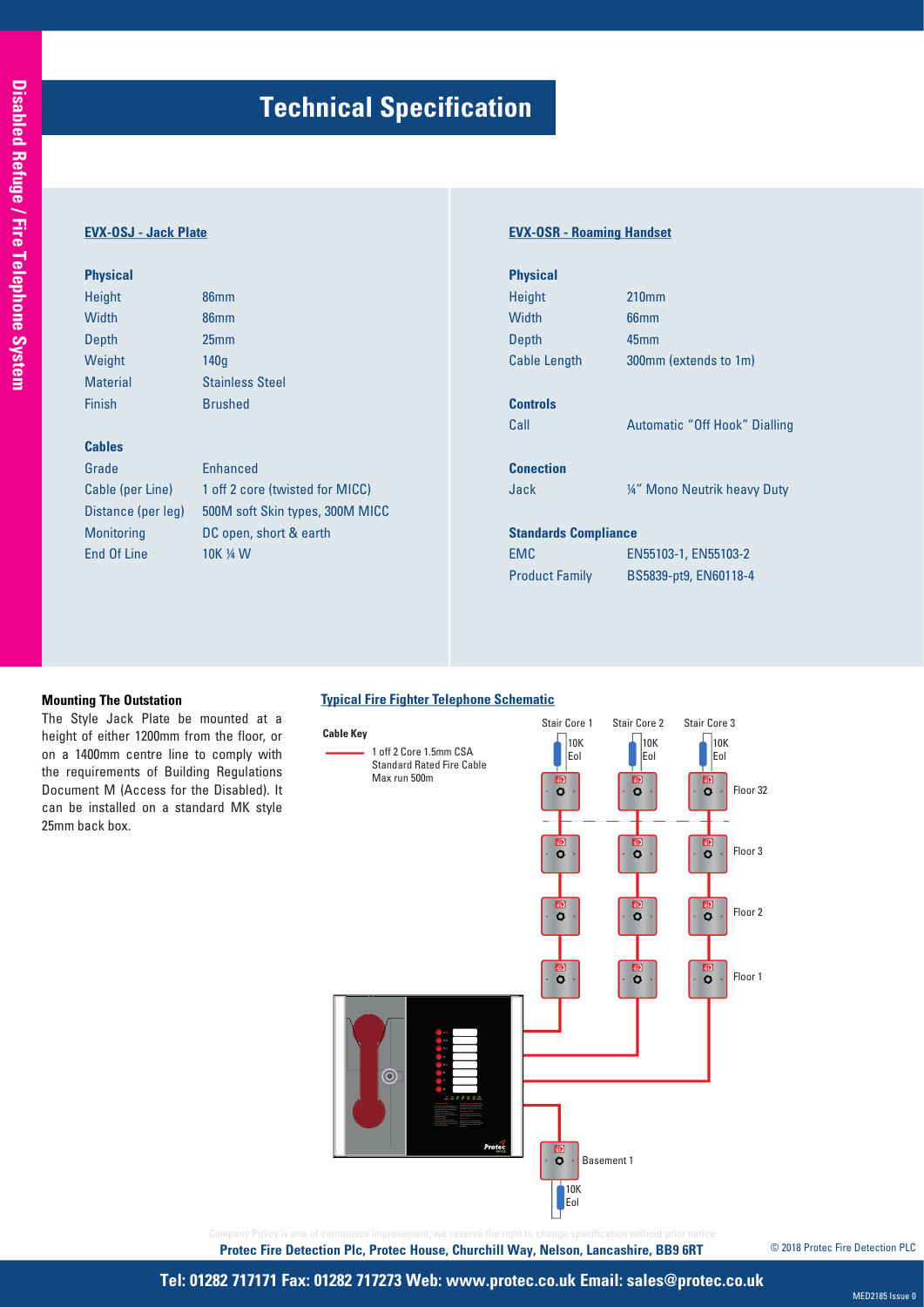# Technical Specification

## EVX-OSJ - Jack Plate

### Physical

| | |
|---|---|
| Height | 86mm |
| Width | 86mm |
| Depth | 25mm |
| Weight | 140g |
| Material | Stainless Steel |
| Finish | Brushed |

### Cables

| | |
|---|---|
| Grade | Enhanced |
| Cable (per Line) | 1 off 2 core (twisted for MICC) |
| Distance (per leg) | 500M soft Skin types, 300M MICC |
| Monitoring | DC open, short & earth |
| End Of Line | 10K ¼ W |

## EVX-OSR - Roaming Handset

### Physical

| | |
|---|---|
| Height | 210mm |
| Width | 66mm |
| Depth | 45mm |
| Cable Length | 300mm (extends to 1m) |

### Controls

| | |
|---|---|
| Call | Automatic "Off Hook" Dialling |

### Conection

| | |
|---|---|
| Jack | ¼" Mono Neutrik heavy Duty |

### Standards Compliance

| | |
|---|---|
| EMC | EN55103-1, EN55103-2 |
| Product Family | BS5839-pt9, EN60118-4 |

**Mounting The Outstation**

The Style Jack Plate be mounted at a height of either 1200mm from the floor, or on a 1400mm centre line to comply with the requirements of Building Regulations Document M (Access for the Disabled). It can be installed on a standard MK style 25mm back box.

**Typical Fire Fighter Telephone Schematic**

Cable Key

1 off 2 Core 1.5mm CSA Standard Rated Fire Cable Max run 500m

Stair Core 1
Stair Core 2
Stair Core 3
10K Eol
Floor 32
Floor 3
Floor 2
Floor 1
Basement 1

Company Policy is one of continuous improvement, we reserve the right to change specification without prior notice

Protec Fire Detection Plc, Protec House, Churchill Way, Nelson, Lancashire, BB9 6RT

© 2018 Protec Fire Detection PLC

Tel: 01282 717171 Fax: 01282 717273 Web: www.protec.co.uk Email: sales@protec.co.uk

MED2185 Issue 0